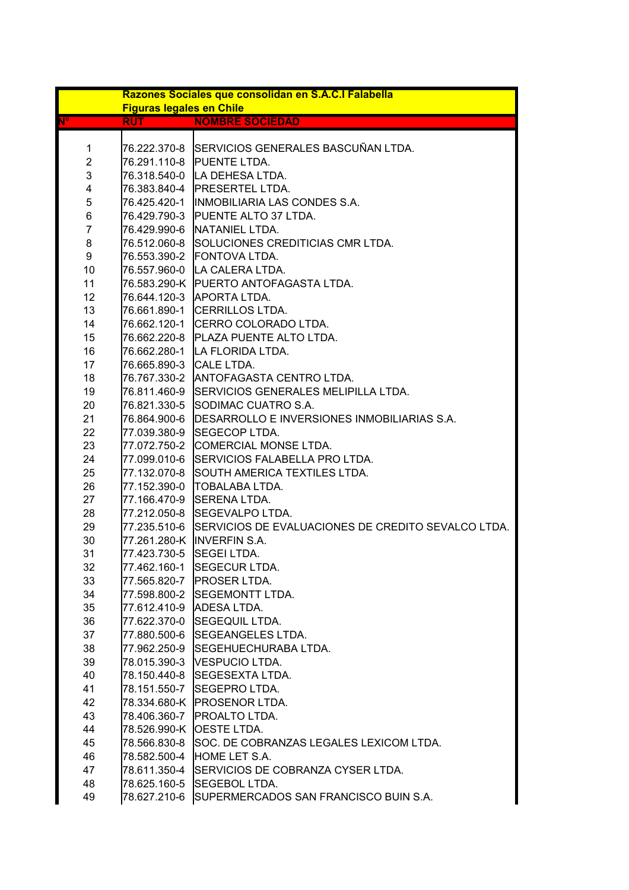**Razones Sociales que consolidan en S.A.C.I Falabella**

**Figuras legales en Chile**

| N° | RUT | NOMBRE SOCIEDAD |
|---|---|---|
| 1 | 76.222.370-8 | SERVICIOS GENERALES BASCUÑAN LTDA. |
| 2 | 76.291.110-8 | PUENTE LTDA. |
| 3 | 76.318.540-0 | LA DEHESA LTDA. |
| 4 | 76.383.840-4 | PRESERTEL LTDA. |
| 5 | 76.425.420-1 | INMOBILIARIA LAS CONDES S.A. |
| 6 | 76.429.790-3 | PUENTE ALTO 37 LTDA. |
| 7 | 76.429.990-6 | NATANIEL LTDA. |
| 8 | 76.512.060-8 | SOLUCIONES CREDITICIAS CMR LTDA. |
| 9 | 76.553.390-2 | FONTOVA LTDA. |
| 10 | 76.557.960-0 | LA CALERA LTDA. |
| 11 | 76.583.290-K | PUERTO ANTOFAGASTA LTDA. |
| 12 | 76.644.120-3 | APORTA LTDA. |
| 13 | 76.661.890-1 | CERRILLOS LTDA. |
| 14 | 76.662.120-1 | CERRO COLORADO LTDA. |
| 15 | 76.662.220-8 | PLAZA PUENTE ALTO LTDA. |
| 16 | 76.662.280-1 | LA FLORIDA LTDA. |
| 17 | 76.665.890-3 | CALE LTDA. |
| 18 | 76.767.330-2 | ANTOFAGASTA CENTRO LTDA. |
| 19 | 76.811.460-9 | SERVICIOS GENERALES MELIPILLA LTDA. |
| 20 | 76.821.330-5 | SODIMAC CUATRO S.A. |
| 21 | 76.864.900-6 | DESARROLLO E INVERSIONES INMOBILIARIAS S.A. |
| 22 | 77.039.380-9 | SEGECOP LTDA. |
| 23 | 77.072.750-2 | COMERCIAL MONSE LTDA. |
| 24 | 77.099.010-6 | SERVICIOS FALABELLA PRO LTDA. |
| 25 | 77.132.070-8 | SOUTH AMERICA TEXTILES LTDA. |
| 26 | 77.152.390-0 | TOBALABA LTDA. |
| 27 | 77.166.470-9 | SERENA LTDA. |
| 28 | 77.212.050-8 | SEGEVALPO LTDA. |
| 29 | 77.235.510-6 | SERVICIOS DE EVALUACIONES DE CREDITO SEVALCO LTDA. |
| 30 | 77.261.280-K | INVERFIN S.A. |
| 31 | 77.423.730-5 | SEGEI LTDA. |
| 32 | 77.462.160-1 | SEGECUR LTDA. |
| 33 | 77.565.820-7 | PROSER LTDA. |
| 34 | 77.598.800-2 | SEGEMONTT LTDA. |
| 35 | 77.612.410-9 | ADESA LTDA. |
| 36 | 77.622.370-0 | SEGEQUIL LTDA. |
| 37 | 77.880.500-6 | SEGEANGELES LTDA. |
| 38 | 77.962.250-9 | SEGEHUECHURABA LTDA. |
| 39 | 78.015.390-3 | VESPUCIO LTDA. |
| 40 | 78.150.440-8 | SEGESEXTA LTDA. |
| 41 | 78.151.550-7 | SEGEPRO LTDA. |
| 42 | 78.334.680-K | PROSENOR LTDA. |
| 43 | 78.406.360-7 | PROALTO LTDA. |
| 44 | 78.526.990-K | OESTE LTDA. |
| 45 | 78.566.830-8 | SOC. DE COBRANZAS LEGALES LEXICOM LTDA. |
| 46 | 78.582.500-4 | HOME LET S.A. |
| 47 | 78.611.350-4 | SERVICIOS DE COBRANZA CYSER LTDA. |
| 48 | 78.625.160-5 | SEGEBOL LTDA. |
| 49 | 78.627.210-6 | SUPERMERCADOS SAN FRANCISCO BUIN S.A. |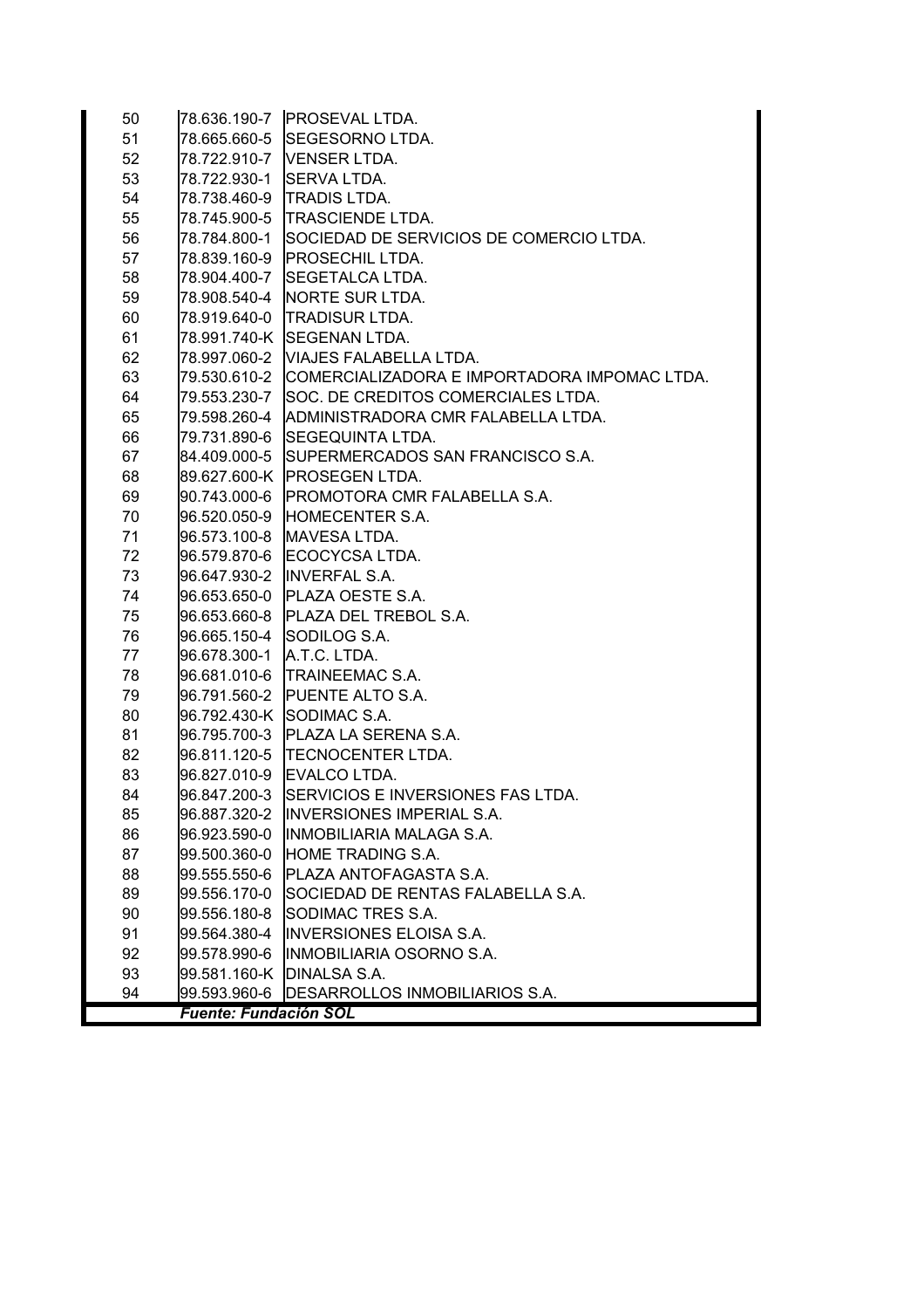| | | |
|---|---|---|
| 50 | 78.636.190-7 | PROSEVAL LTDA. |
| 51 | 78.665.660-5 | SEGESORNO LTDA. |
| 52 | 78.722.910-7 | VENSER LTDA. |
| 53 | 78.722.930-1 | SERVA LTDA. |
| 54 | 78.738.460-9 | TRADIS LTDA. |
| 55 | 78.745.900-5 | TRASCIENDE LTDA. |
| 56 | 78.784.800-1 | SOCIEDAD DE SERVICIOS DE COMERCIO LTDA. |
| 57 | 78.839.160-9 | PROSECHIL LTDA. |
| 58 | 78.904.400-7 | SEGETALCA LTDA. |
| 59 | 78.908.540-4 | NORTE SUR LTDA. |
| 60 | 78.919.640-0 | TRADISUR LTDA. |
| 61 | 78.991.740-K | SEGENAN LTDA. |
| 62 | 78.997.060-2 | VIAJES FALABELLA LTDA. |
| 63 | 79.530.610-2 | COMERCIALIZADORA E IMPORTADORA IMPOMAC LTDA. |
| 64 | 79.553.230-7 | SOC. DE CREDITOS COMERCIALES LTDA. |
| 65 | 79.598.260-4 | ADMINISTRADORA CMR FALABELLA LTDA. |
| 66 | 79.731.890-6 | SEGEQUINTA LTDA. |
| 67 | 84.409.000-5 | SUPERMERCADOS SAN FRANCISCO S.A. |
| 68 | 89.627.600-K | PROSEGEN LTDA. |
| 69 | 90.743.000-6 | PROMOTORA CMR FALABELLA S.A. |
| 70 | 96.520.050-9 | HOMECENTER S.A. |
| 71 | 96.573.100-8 | MAVESA LTDA. |
| 72 | 96.579.870-6 | ECOCYCSA LTDA. |
| 73 | 96.647.930-2 | INVERFAL S.A. |
| 74 | 96.653.650-0 | PLAZA OESTE S.A. |
| 75 | 96.653.660-8 | PLAZA DEL TREBOL S.A. |
| 76 | 96.665.150-4 | SODILOG S.A. |
| 77 | 96.678.300-1 | A.T.C. LTDA. |
| 78 | 96.681.010-6 | TRAINEEMAC S.A. |
| 79 | 96.791.560-2 | PUENTE ALTO S.A. |
| 80 | 96.792.430-K | SODIMAC S.A. |
| 81 | 96.795.700-3 | PLAZA LA SERENA S.A. |
| 82 | 96.811.120-5 | TECNOCENTER LTDA. |
| 83 | 96.827.010-9 | EVALCO LTDA. |
| 84 | 96.847.200-3 | SERVICIOS E INVERSIONES FAS LTDA. |
| 85 | 96.887.320-2 | INVERSIONES IMPERIAL S.A. |
| 86 | 96.923.590-0 | INMOBILIARIA MALAGA S.A. |
| 87 | 99.500.360-0 | HOME TRADING S.A. |
| 88 | 99.555.550-6 | PLAZA ANTOFAGASTA S.A. |
| 89 | 99.556.170-0 | SOCIEDAD DE RENTAS FALABELLA S.A. |
| 90 | 99.556.180-8 | SODIMAC TRES S.A. |
| 91 | 99.564.380-4 | INVERSIONES ELOISA S.A. |
| 92 | 99.578.990-6 | INMOBILIARIA OSORNO S.A. |
| 93 | 99.581.160-K | DINALSA S.A. |
| 94 | 99.593.960-6 | DESARROLLOS INMOBILIARIOS S.A. |

***Fuente: Fundación SOL***